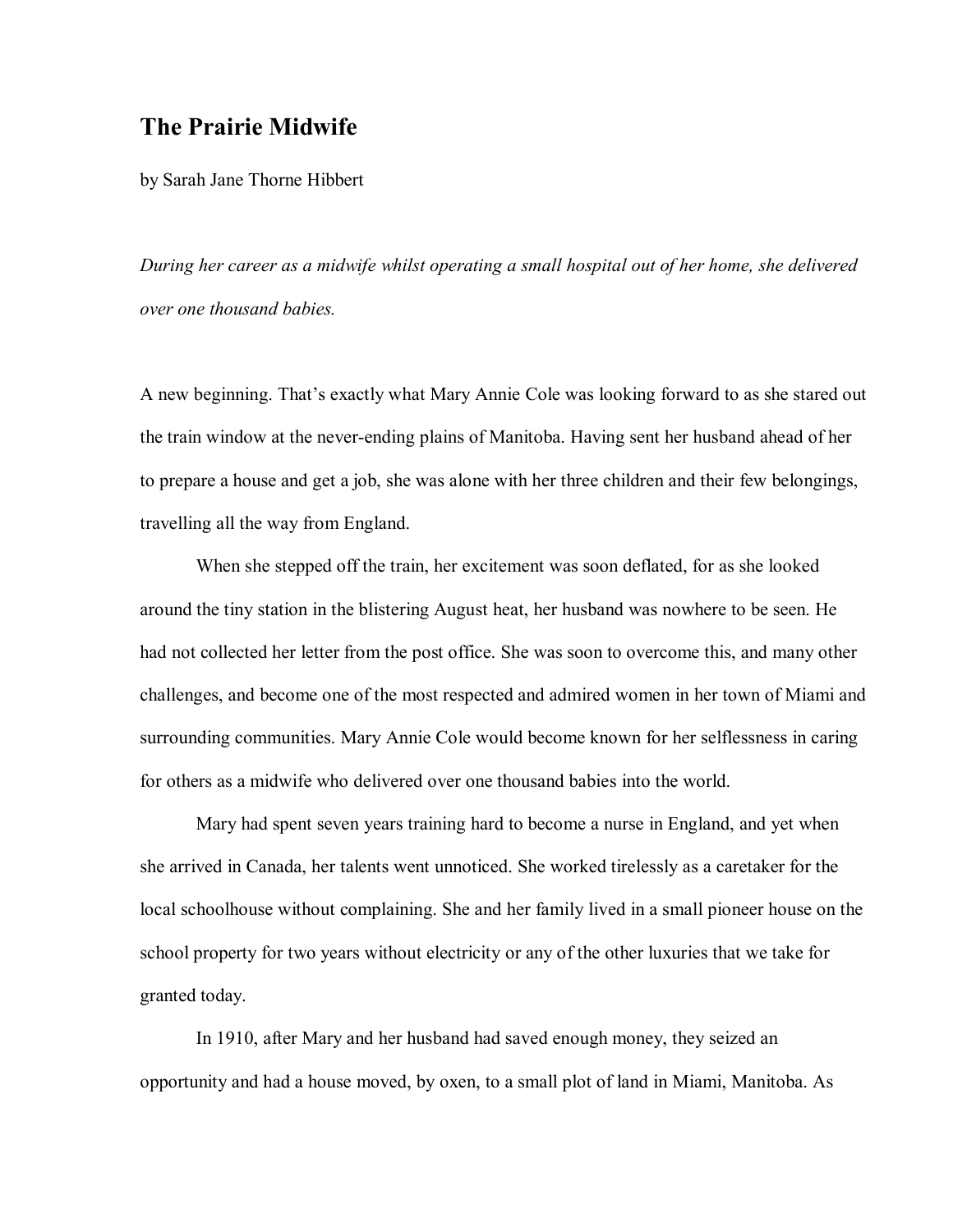# The Prairie Midwife

by Sarah Jane Thorne Hibbert

*During her career as a midwife whilst operating a small hospital out of her home, she delivered over one thousand babies.*

A new beginning. That's exactly what Mary Annie Cole was looking forward to as she stared out the train window at the never-ending plains of Manitoba. Having sent her husband ahead of her to prepare a house and get a job, she was alone with her three children and their few belongings, travelling all the way from England.

When she stepped off the train, her excitement was soon deflated, for as she looked around the tiny station in the blistering August heat, her husband was nowhere to be seen. He had not collected her letter from the post office. She was soon to overcome this, and many other challenges, and become one of the most respected and admired women in her town of Miami and surrounding communities. Mary Annie Cole would become known for her selflessness in caring for others as a midwife who delivered over one thousand babies into the world.

Mary had spent seven years training hard to become a nurse in England, and yet when she arrived in Canada, her talents went unnoticed. She worked tirelessly as a caretaker for the local schoolhouse without complaining. She and her family lived in a small pioneer house on the school property for two years without electricity or any of the other luxuries that we take for granted today.

In 1910, after Mary and her husband had saved enough money, they seized an opportunity and had a house moved, by oxen, to a small plot of land in Miami, Manitoba. As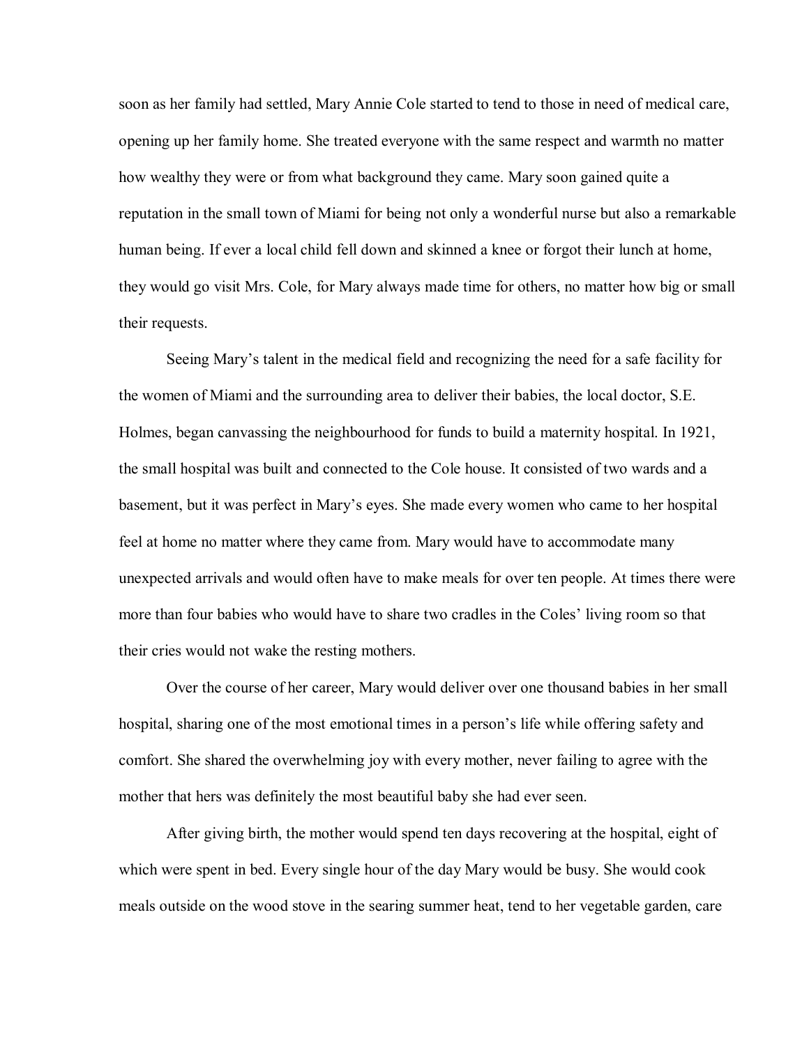soon as her family had settled, Mary Annie Cole started to tend to those in need of medical care, opening up her family home. She treated everyone with the same respect and warmth no matter how wealthy they were or from what background they came. Mary soon gained quite a reputation in the small town of Miami for being not only a wonderful nurse but also a remarkable human being. If ever a local child fell down and skinned a knee or forgot their lunch at home, they would go visit Mrs. Cole, for Mary always made time for others, no matter how big or small their requests.

Seeing Mary's talent in the medical field and recognizing the need for a safe facility for the women of Miami and the surrounding area to deliver their babies, the local doctor, S.E. Holmes, began canvassing the neighbourhood for funds to build a maternity hospital. In 1921, the small hospital was built and connected to the Cole house. It consisted of two wards and a basement, but it was perfect in Mary's eyes. She made every women who came to her hospital feel at home no matter where they came from. Mary would have to accommodate many unexpected arrivals and would often have to make meals for over ten people. At times there were more than four babies who would have to share two cradles in the Coles' living room so that their cries would not wake the resting mothers.

Over the course of her career, Mary would deliver over one thousand babies in her small hospital, sharing one of the most emotional times in a person's life while offering safety and comfort. She shared the overwhelming joy with every mother, never failing to agree with the mother that hers was definitely the most beautiful baby she had ever seen.

After giving birth, the mother would spend ten days recovering at the hospital, eight of which were spent in bed. Every single hour of the day Mary would be busy. She would cook meals outside on the wood stove in the searing summer heat, tend to her vegetable garden, care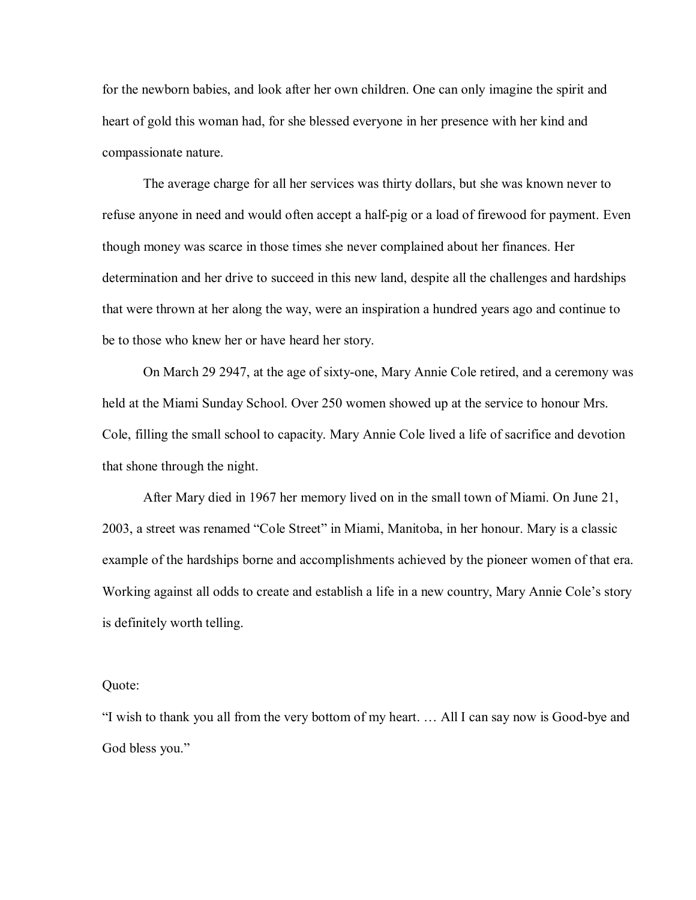for the newborn babies, and look after her own children. One can only imagine the spirit and heart of gold this woman had, for she blessed everyone in her presence with her kind and compassionate nature.

The average charge for all her services was thirty dollars, but she was known never to refuse anyone in need and would often accept a half-pig or a load of firewood for payment. Even though money was scarce in those times she never complained about her finances. Her determination and her drive to succeed in this new land, despite all the challenges and hardships that were thrown at her along the way, were an inspiration a hundred years ago and continue to be to those who knew her or have heard her story.

On March 29 2947, at the age of sixty-one, Mary Annie Cole retired, and a ceremony was held at the Miami Sunday School. Over 250 women showed up at the service to honour Mrs. Cole, filling the small school to capacity. Mary Annie Cole lived a life of sacrifice and devotion that shone through the night.

After Mary died in 1967 her memory lived on in the small town of Miami. On June 21, 2003, a street was renamed "Cole Street" in Miami, Manitoba, in her honour. Mary is a classic example of the hardships borne and accomplishments achieved by the pioneer women of that era. Working against all odds to create and establish a life in a new country, Mary Annie Cole's story is definitely worth telling.

Quote:

"I wish to thank you all from the very bottom of my heart. … All I can say now is Good-bye and God bless you."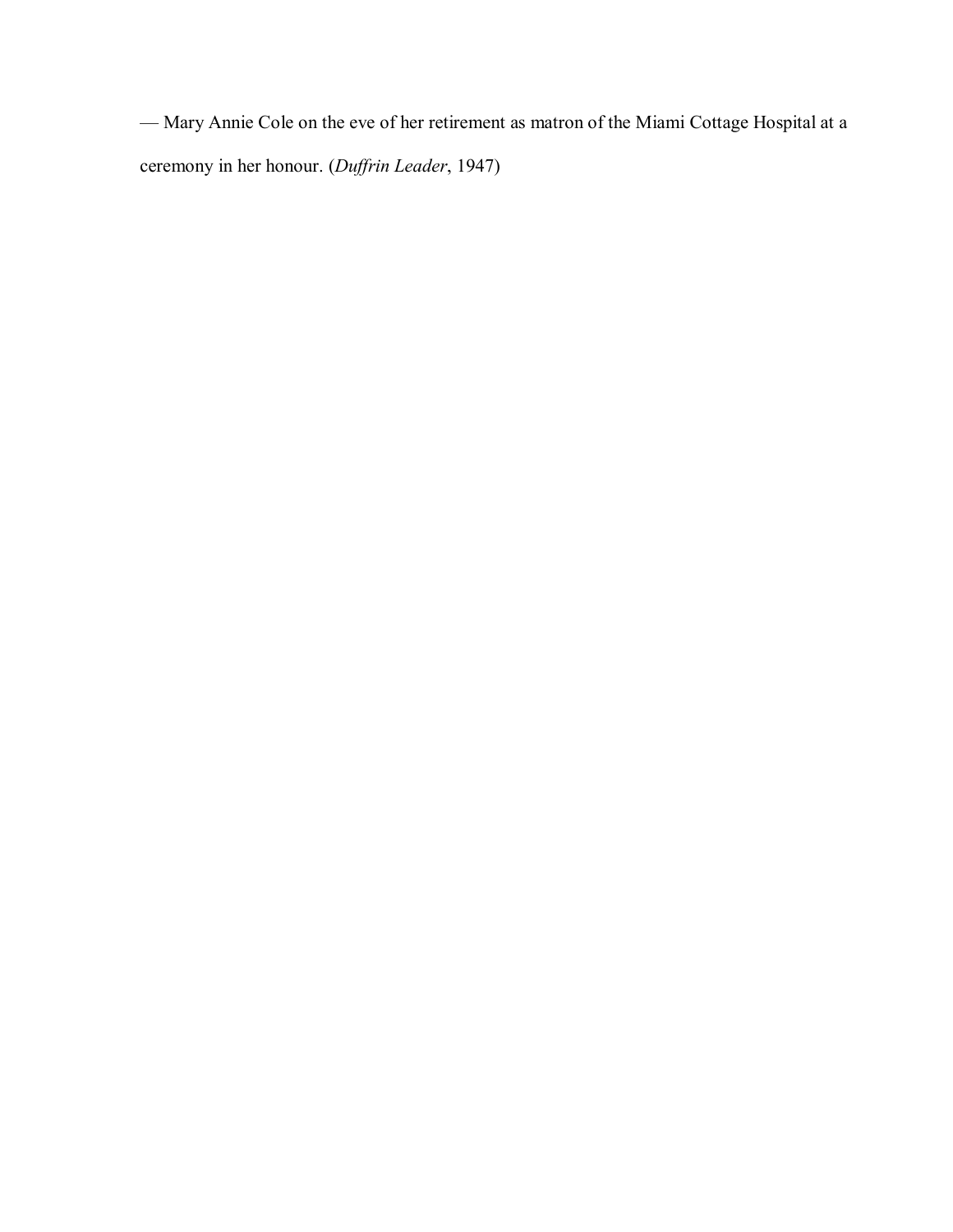— Mary Annie Cole on the eve of her retirement as matron of the Miami Cottage Hospital at a ceremony in her honour. (*Duffrin Leader*, 1947)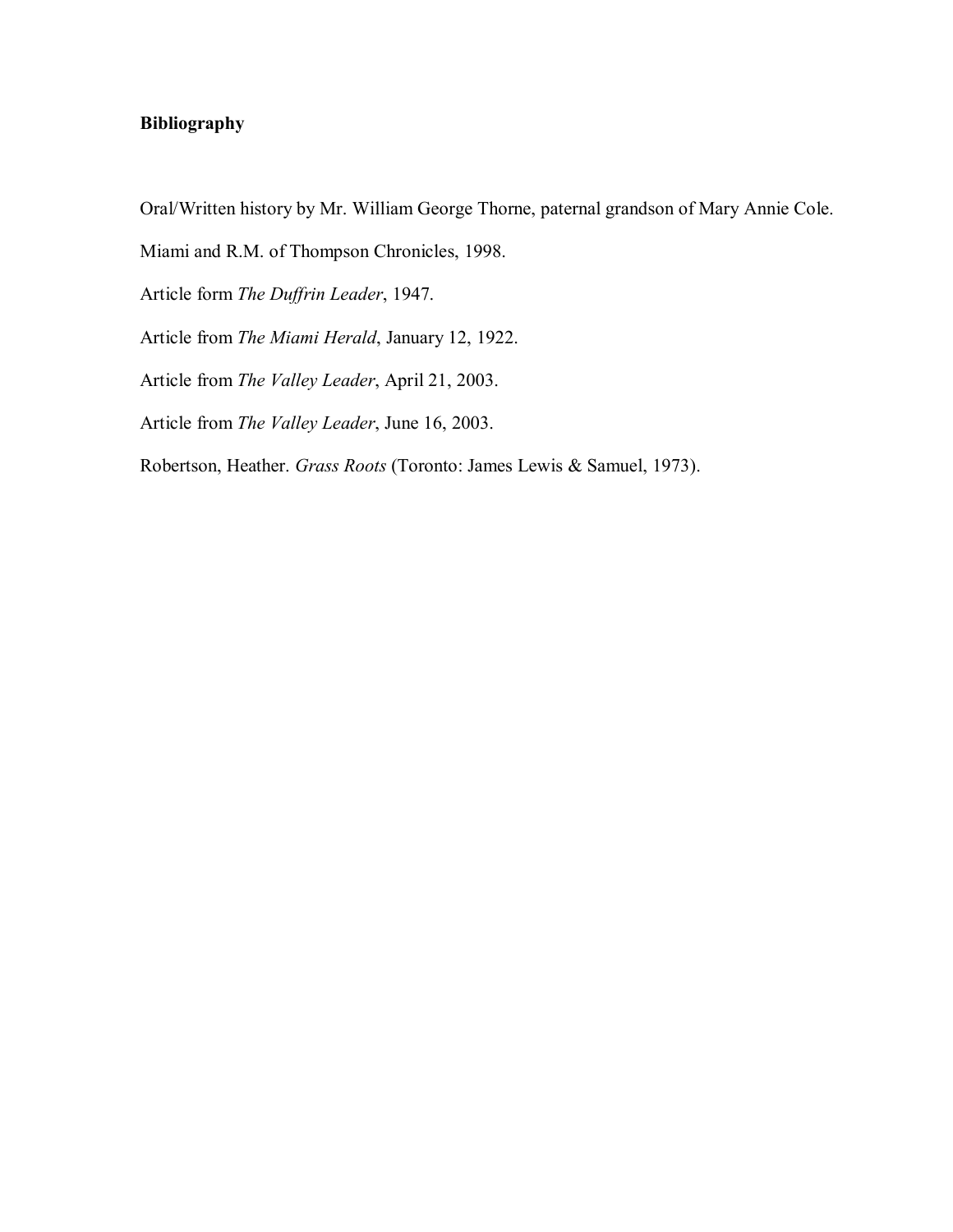**Bibliography**

Oral/Written history by Mr. William George Thorne, paternal grandson of Mary Annie Cole.

Miami and R.M. of Thompson Chronicles, 1998.

Article form *The Duffrin Leader*, 1947.

Article from *The Miami Herald*, January 12, 1922.

Article from *The Valley Leader*, April 21, 2003.

Article from *The Valley Leader*, June 16, 2003.

Robertson, Heather. *Grass Roots* (Toronto: James Lewis & Samuel, 1973).